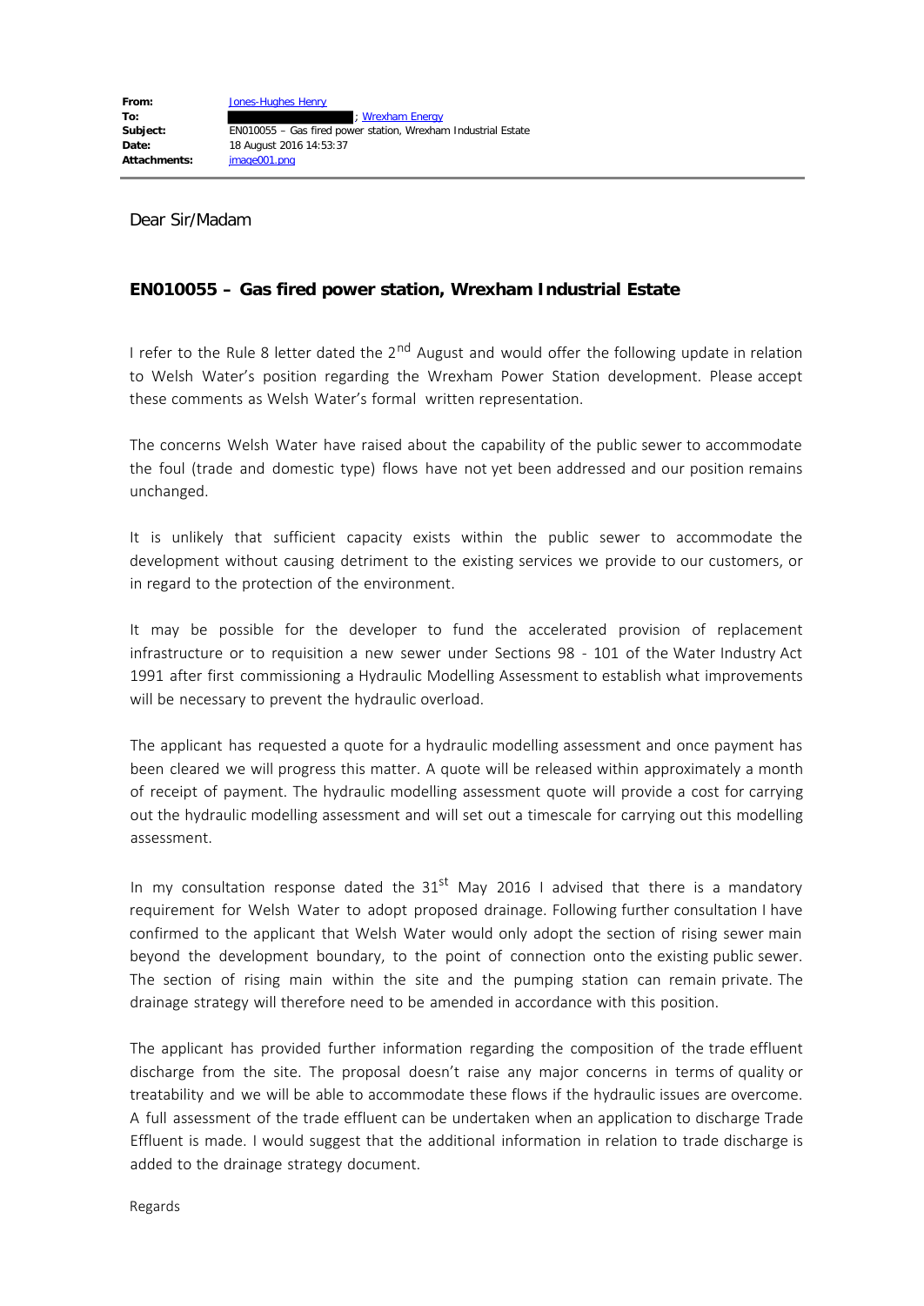| | |
|---|---|
| **From:** | Jones-Hughes Henry |
| **To:** | ; Wrexham Energy |
| **Subject:** | EN010055 – Gas fired power station, Wrexham Industrial Estate |
| **Date:** | 18 August 2016 14:53:37 |
| **Attachments:** | image001.png |

Dear Sir/Madam

**EN010055 – Gas fired power station, Wrexham Industrial Estate**

I refer to the Rule 8 letter dated the 2nd August and would offer the following update in relation to Welsh Water's position regarding the Wrexham Power Station development. Please accept these comments as Welsh Water's formal written representation.

The concerns Welsh Water have raised about the capability of the public sewer to accommodate the foul (trade and domestic type) flows have not yet been addressed and our position remains unchanged.

It is unlikely that sufficient capacity exists within the public sewer to accommodate the development without causing detriment to the existing services we provide to our customers, or in regard to the protection of the environment.

It may be possible for the developer to fund the accelerated provision of replacement infrastructure or to requisition a new sewer under Sections 98 - 101 of the Water Industry Act 1991 after first commissioning a Hydraulic Modelling Assessment to establish what improvements will be necessary to prevent the hydraulic overload.

The applicant has requested a quote for a hydraulic modelling assessment and once payment has been cleared we will progress this matter. A quote will be released within approximately a month of receipt of payment. The hydraulic modelling assessment quote will provide a cost for carrying out the hydraulic modelling assessment and will set out a timescale for carrying out this modelling assessment.

In my consultation response dated the 31st May 2016 I advised that there is a mandatory requirement for Welsh Water to adopt proposed drainage. Following further consultation I have confirmed to the applicant that Welsh Water would only adopt the section of rising sewer main beyond the development boundary, to the point of connection onto the existing public sewer. The section of rising main within the site and the pumping station can remain private. The drainage strategy will therefore need to be amended in accordance with this position.

The applicant has provided further information regarding the composition of the trade effluent discharge from the site. The proposal doesn't raise any major concerns in terms of quality or treatability and we will be able to accommodate these flows if the hydraulic issues are overcome. A full assessment of the trade effluent can be undertaken when an application to discharge Trade Effluent is made. I would suggest that the additional information in relation to trade discharge is added to the drainage strategy document.

Regards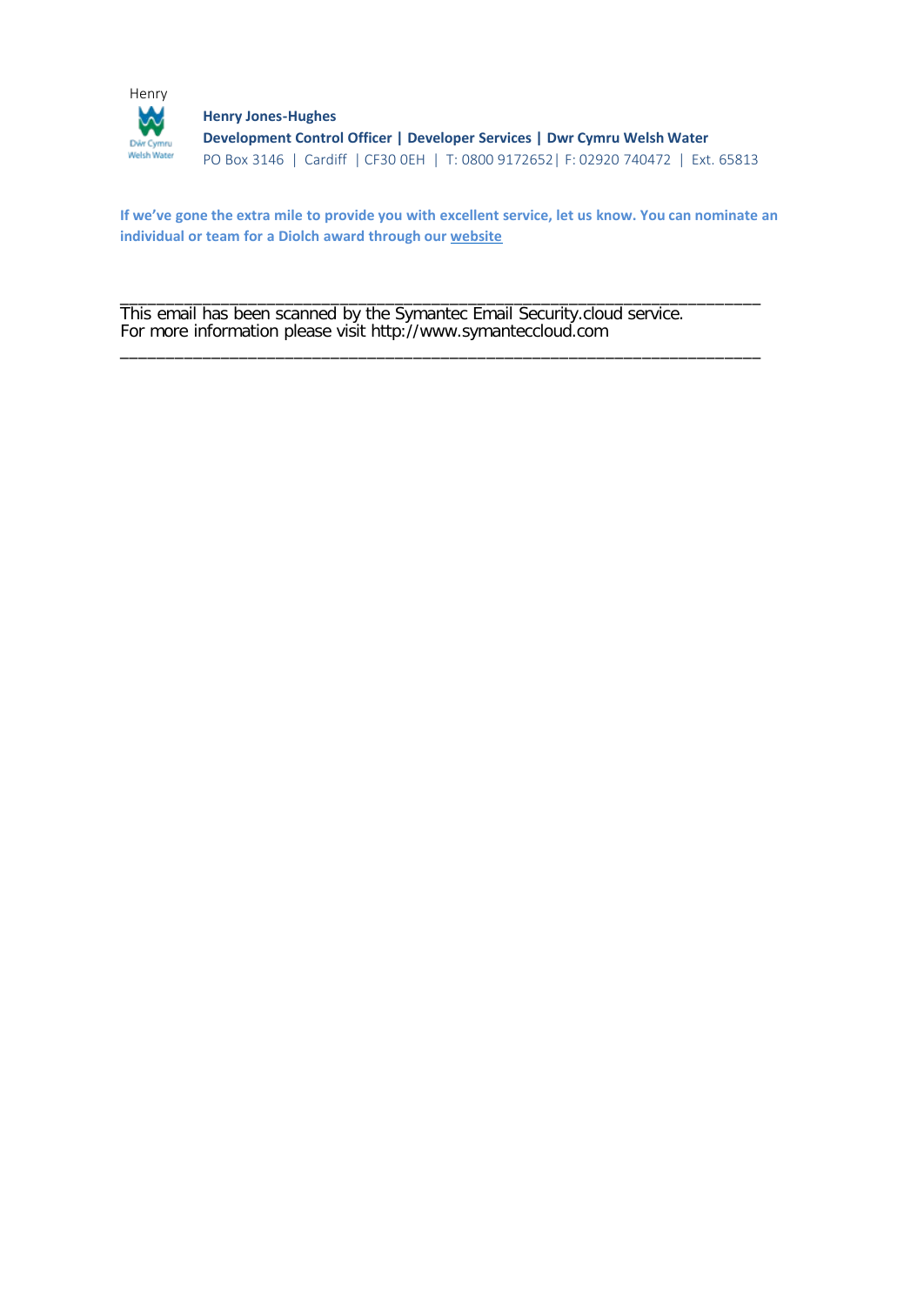Henry

**Henry Jones-Hughes**
**Development Control Officer | Developer Services | Dwr Cymru Welsh Water**
PO Box 3146 | Cardiff | CF30 0EH | T: 0800 9172652| F: 02920 740472 | Ext. 65813

**If we've gone the extra mile to provide you with excellent service, let us know. You can nominate an individual or team for a Diolch award through our website**

______________________________________________________________________
This email has been scanned by the Symantec Email Security.cloud service.
For more information please visit http://www.symanteccloud.com
______________________________________________________________________